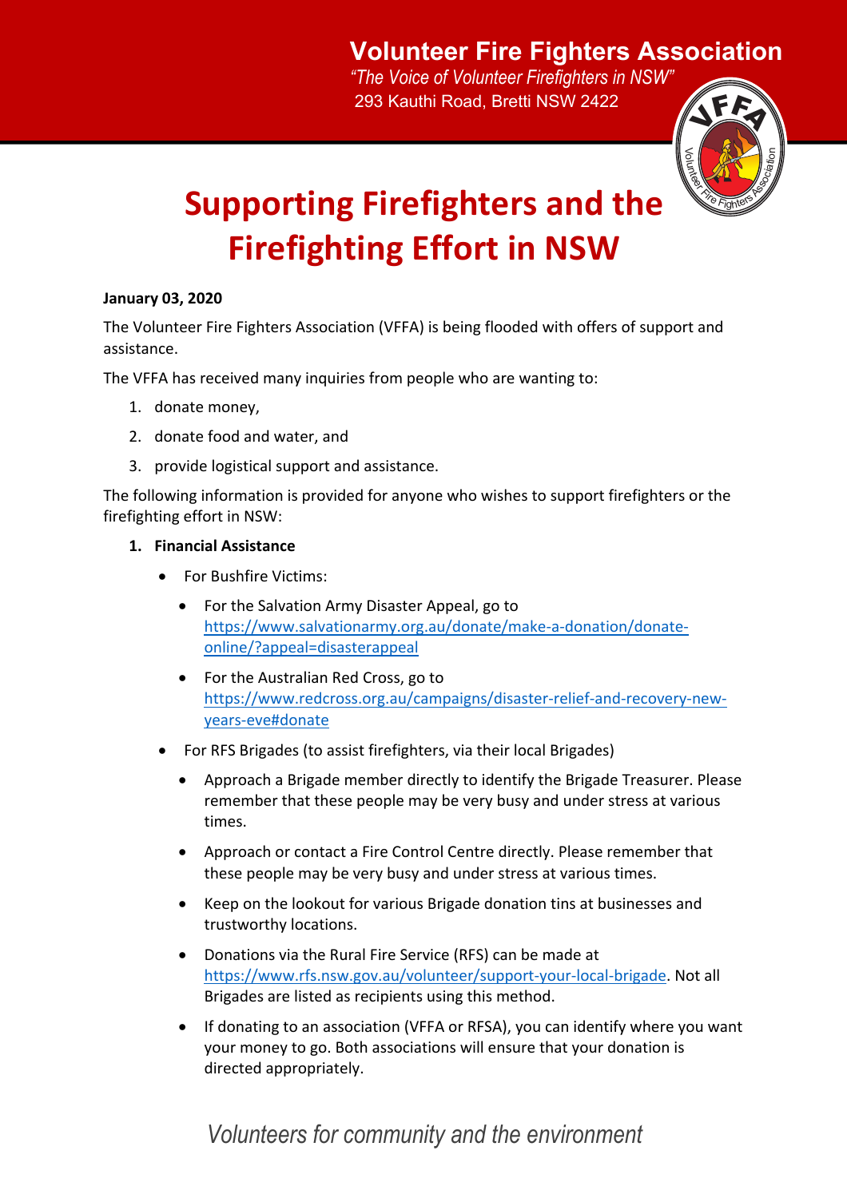**Volunteer Fire Fighters Association**

*"The Voice of Volunteer Firefighters in NSW"*

293 Kauthi Road, Bretti NSW 2422

# Supporting Firefighters and the Firefighting Effort in NSW

**January 03, 2020**

The Volunteer Fire Fighters Association (VFFA) is being flooded with offers of support and assistance.

The VFFA has received many inquiries from people who are wanting to:

1. donate money,
2. donate food and water, and
3. provide logistical support and assistance.

The following information is provided for anyone who wishes to support firefighters or the firefighting effort in NSW:

1. **Financial Assistance**
   - For Bushfire Victims:
     - For the Salvation Army Disaster Appeal, go to https://www.salvationarmy.org.au/donate/make-a-donation/donate-online/?appeal=disasterappeal
     - For the Australian Red Cross, go to https://www.redcross.org.au/campaigns/disaster-relief-and-recovery-new-years-eve#donate
   - For RFS Brigades (to assist firefighters, via their local Brigades)
     - Approach a Brigade member directly to identify the Brigade Treasurer. Please remember that these people may be very busy and under stress at various times.
     - Approach or contact a Fire Control Centre directly. Please remember that these people may be very busy and under stress at various times.
     - Keep on the lookout for various Brigade donation tins at businesses and trustworthy locations.
     - Donations via the Rural Fire Service (RFS) can be made at https://www.rfs.nsw.gov.au/volunteer/support-your-local-brigade. Not all Brigades are listed as recipients using this method.
     - If donating to an association (VFFA or RFSA), you can identify where you want your money to go. Both associations will ensure that your donation is directed appropriately.

*Volunteers for community and the environment*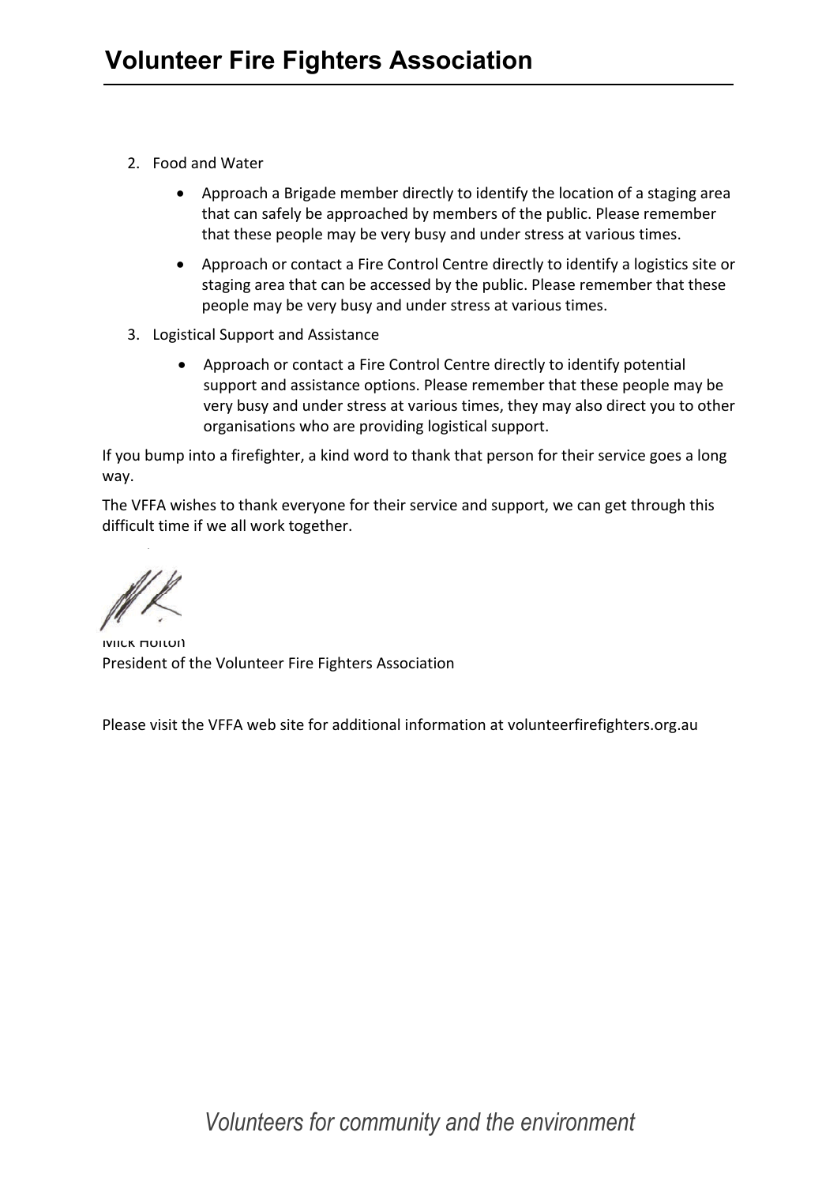2. Food and Water

    - Approach a Brigade member directly to identify the location of a staging area that can safely be approached by members of the public. Please remember that these people may be very busy and under stress at various times.
    - Approach or contact a Fire Control Centre directly to identify a logistics site or staging area that can be accessed by the public. Please remember that these people may be very busy and under stress at various times.

3. Logistical Support and Assistance

    - Approach or contact a Fire Control Centre directly to identify potential support and assistance options. Please remember that these people may be very busy and under stress at various times, they may also direct you to other organisations who are providing logistical support.

If you bump into a firefighter, a kind word to thank that person for their service goes a long way.

The VFFA wishes to thank everyone for their service and support, we can get through this difficult time if we all work together.

Mick Holton
President of the Volunteer Fire Fighters Association

Please visit the VFFA web site for additional information at volunteerfirefighters.org.au